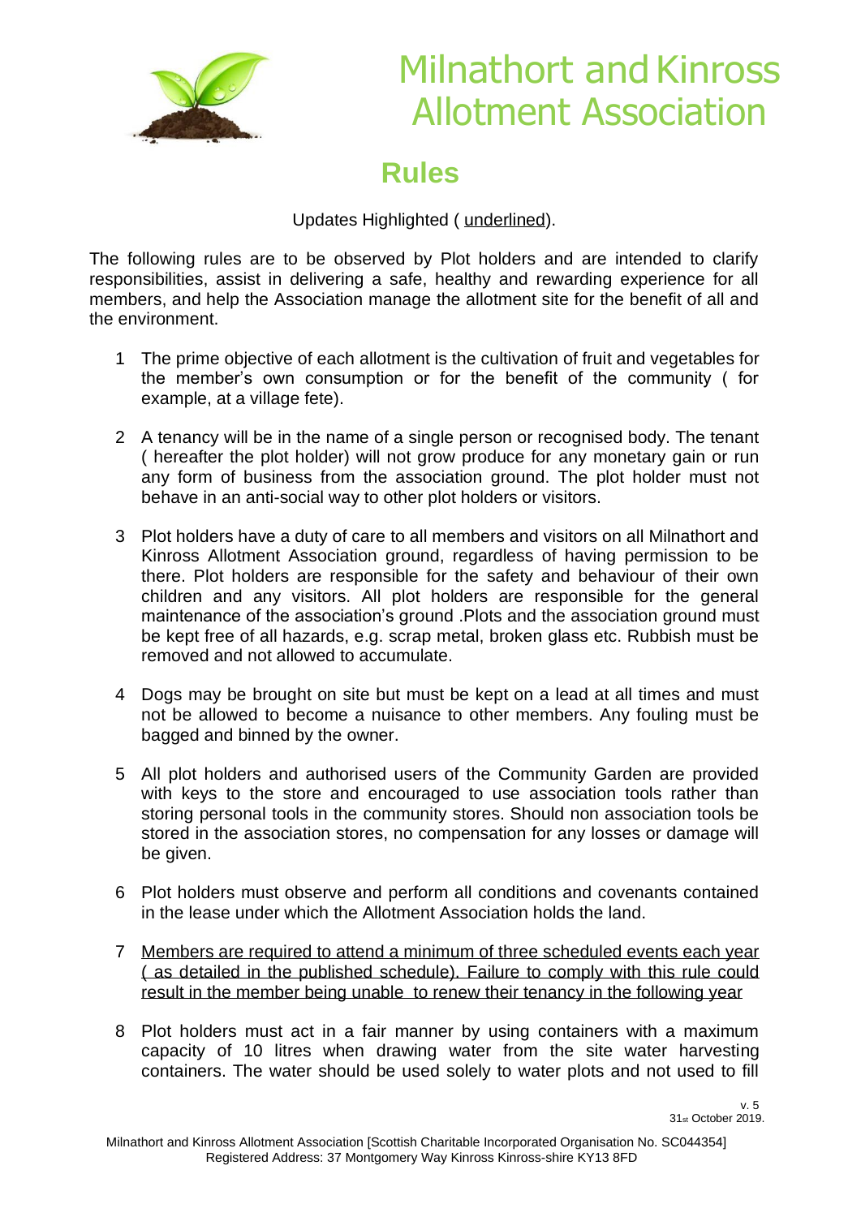# Milnathort and Kinross Allotment Association

## Rules

Updates Highlighted ( <u>underlined</u>).

The following rules are to be observed by Plot holders and are intended to clarify responsibilities, assist in delivering a safe, healthy and rewarding experience for all members, and help the Association manage the allotment site for the benefit of all and the environment.

1. The prime objective of each allotment is the cultivation of fruit and vegetables for the member's own consumption or for the benefit of the community ( for example, at a village fete).

2. A tenancy will be in the name of a single person or recognised body. The tenant ( hereafter the plot holder) will not grow produce for any monetary gain or run any form of business from the association ground. The plot holder must not behave in an anti-social way to other plot holders or visitors.

3. Plot holders have a duty of care to all members and visitors on all Milnathort and Kinross Allotment Association ground, regardless of having permission to be there. Plot holders are responsible for the safety and behaviour of their own children and any visitors. All plot holders are responsible for the general maintenance of the association's ground .Plots and the association ground must be kept free of all hazards, e.g. scrap metal, broken glass etc. Rubbish must be removed and not allowed to accumulate.

4. Dogs may be brought on site but must be kept on a lead at all times and must not be allowed to become a nuisance to other members. Any fouling must be bagged and binned by the owner.

5. All plot holders and authorised users of the Community Garden are provided with keys to the store and encouraged to use association tools rather than storing personal tools in the community stores. Should non association tools be stored in the association stores, no compensation for any losses or damage will be given.

6. Plot holders must observe and perform all conditions and covenants contained in the lease under which the Allotment Association holds the land.

7. <u>Members are required to attend a minimum of three scheduled events each year ( as detailed in the published schedule). Failure to comply with this rule could result in the member being unable to renew their tenancy in the following year</u>

8. Plot holders must act in a fair manner by using containers with a maximum capacity of 10 litres when drawing water from the site water harvesting containers. The water should be used solely to water plots and not used to fill

v. 5
31st October 2019.

Milnathort and Kinross Allotment Association [Scottish Charitable Incorporated Organisation No. SC044354]
Registered Address: 37 Montgomery Way Kinross Kinross-shire KY13 8FD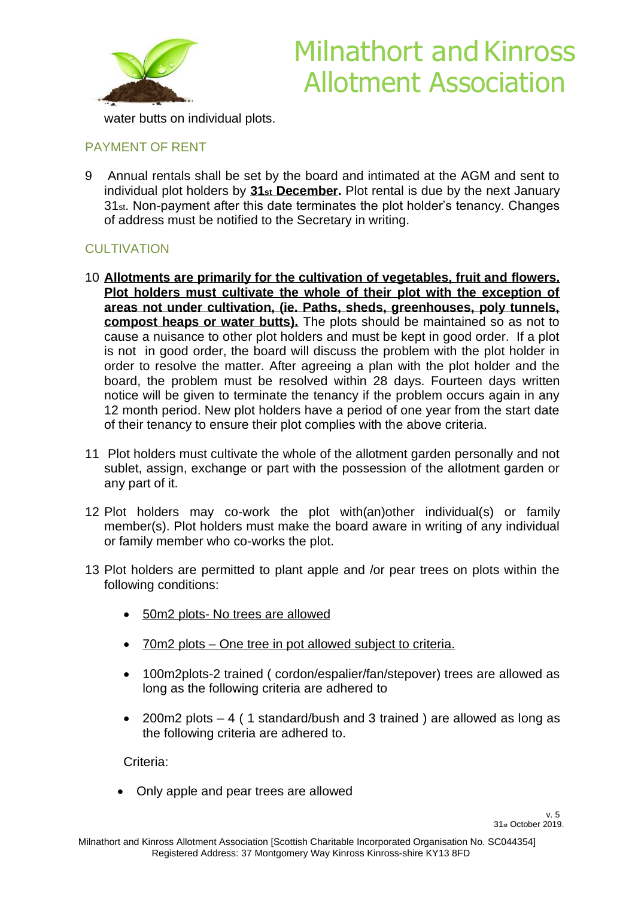water butts on individual plots.

## PAYMENT OF RENT

9 Annual rentals shall be set by the board and intimated at the AGM and sent to individual plot holders by **31st December.** Plot rental is due by the next January 31st. Non-payment after this date terminates the plot holder's tenancy. Changes of address must be notified to the Secretary in writing.

## CULTIVATION

10 **Allotments are primarily for the cultivation of vegetables, fruit and flowers. Plot holders must cultivate the whole of their plot with the exception of areas not under cultivation, (ie. Paths, sheds, greenhouses, poly tunnels, compost heaps or water butts).** The plots should be maintained so as not to cause a nuisance to other plot holders and must be kept in good order. If a plot is not in good order, the board will discuss the problem with the plot holder in order to resolve the matter. After agreeing a plan with the plot holder and the board, the problem must be resolved within 28 days. Fourteen days written notice will be given to terminate the tenancy if the problem occurs again in any 12 month period. New plot holders have a period of one year from the start date of their tenancy to ensure their plot complies with the above criteria.

11 Plot holders must cultivate the whole of the allotment garden personally and not sublet, assign, exchange or part with the possession of the allotment garden or any part of it.

12 Plot holders may co-work the plot with(an)other individual(s) or family member(s). Plot holders must make the board aware in writing of any individual or family member who co-works the plot.

13 Plot holders are permitted to plant apple and /or pear trees on plots within the following conditions:

- 50m2 plots- No trees are allowed
- 70m2 plots – One tree in pot allowed subject to criteria.
- 100m2plots-2 trained ( cordon/espalier/fan/stepover) trees are allowed as long as the following criteria are adhered to
- 200m2 plots – 4 ( 1 standard/bush and 3 trained ) are allowed as long as the following criteria are adhered to.

Criteria:

- Only apple and pear trees are allowed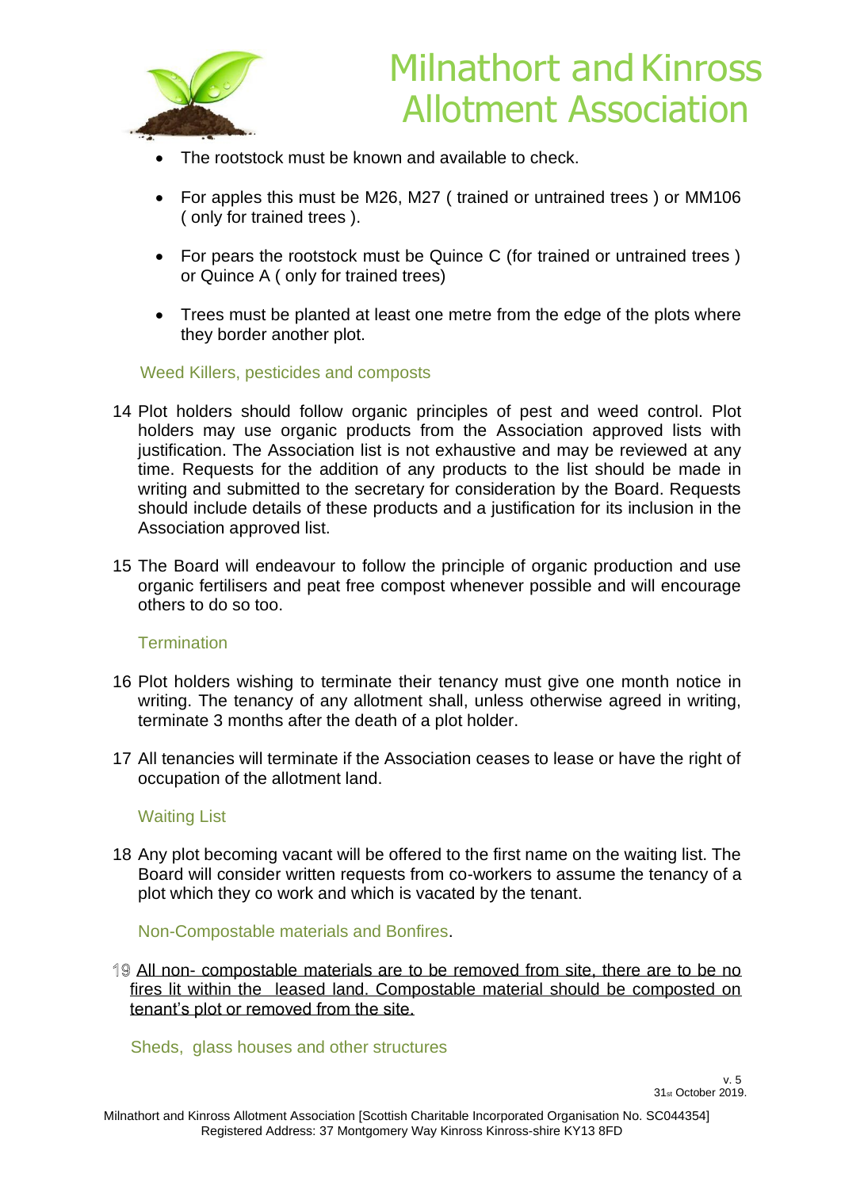- The rootstock must be known and available to check.
- For apples this must be M26, M27 ( trained or untrained trees ) or MM106 ( only for trained trees ).
- For pears the rootstock must be Quince C (for trained or untrained trees ) or Quince A ( only for trained trees)
- Trees must be planted at least one metre from the edge of the plots where they border another plot.

## Weed Killers, pesticides and composts

14 Plot holders should follow organic principles of pest and weed control. Plot holders may use organic products from the Association approved lists with justification. The Association list is not exhaustive and may be reviewed at any time. Requests for the addition of any products to the list should be made in writing and submitted to the secretary for consideration by the Board. Requests should include details of these products and a justification for its inclusion in the Association approved list.

15 The Board will endeavour to follow the principle of organic production and use organic fertilisers and peat free compost whenever possible and will encourage others to do so too.

## Termination

16 Plot holders wishing to terminate their tenancy must give one month notice in writing. The tenancy of any allotment shall, unless otherwise agreed in writing, terminate 3 months after the death of a plot holder.

17 All tenancies will terminate if the Association ceases to lease or have the right of occupation of the allotment land.

## Waiting List

18 Any plot becoming vacant will be offered to the first name on the waiting list. The Board will consider written requests from co-workers to assume the tenancy of a plot which they co work and which is vacated by the tenant.

## Non-Compostable materials and Bonfires.

19 <u>All non- compostable materials are to be removed from site, there are to be no fires lit within the leased land. Compostable material should be composted on tenant's plot or removed from the site.</u>

## Sheds, glass houses and other structures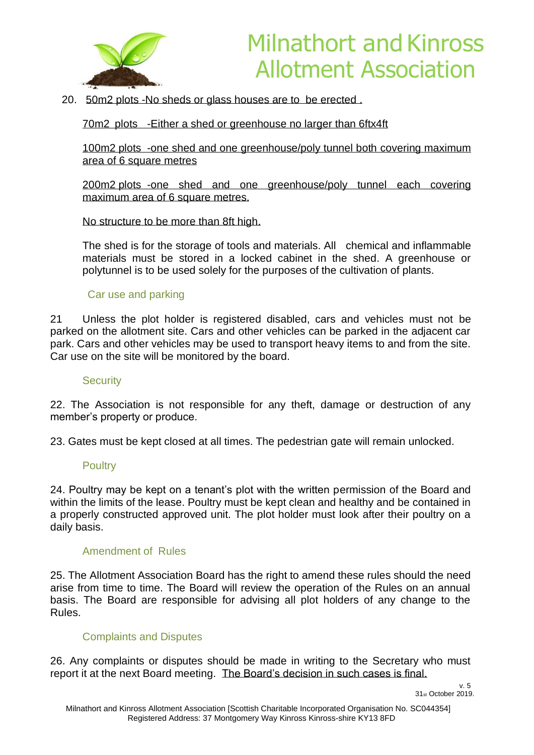20. 50m2 plots -No sheds or glass houses are to be erected .

    70m2 plots -Either a shed or greenhouse no larger than 6ftx4ft

    100m2 plots -one shed and one greenhouse/poly tunnel both covering maximum area of 6 square metres

    200m2 plots -one shed and one greenhouse/poly tunnel each covering maximum area of 6 square metres.

    No structure to be more than 8ft high.

    The shed is for the storage of tools and materials. All chemical and inflammable materials must be stored in a locked cabinet in the shed. A greenhouse or polytunnel is to be used solely for the purposes of the cultivation of plants.

### Car use and parking

21 Unless the plot holder is registered disabled, cars and vehicles must not be parked on the allotment site. Cars and other vehicles can be parked in the adjacent car park. Cars and other vehicles may be used to transport heavy items to and from the site. Car use on the site will be monitored by the board.

### Security

22. The Association is not responsible for any theft, damage or destruction of any member's property or produce.

23. Gates must be kept closed at all times. The pedestrian gate will remain unlocked.

### Poultry

24. Poultry may be kept on a tenant's plot with the written permission of the Board and within the limits of the lease. Poultry must be kept clean and healthy and be contained in a properly constructed approved unit. The plot holder must look after their poultry on a daily basis.

### Amendment of Rules

25. The Allotment Association Board has the right to amend these rules should the need arise from time to time. The Board will review the operation of the Rules on an annual basis. The Board are responsible for advising all plot holders of any change to the Rules.

### Complaints and Disputes

26. Any complaints or disputes should be made in writing to the Secretary who must report it at the next Board meeting. The Board's decision in such cases is final.

v. 5
31st October 2019.